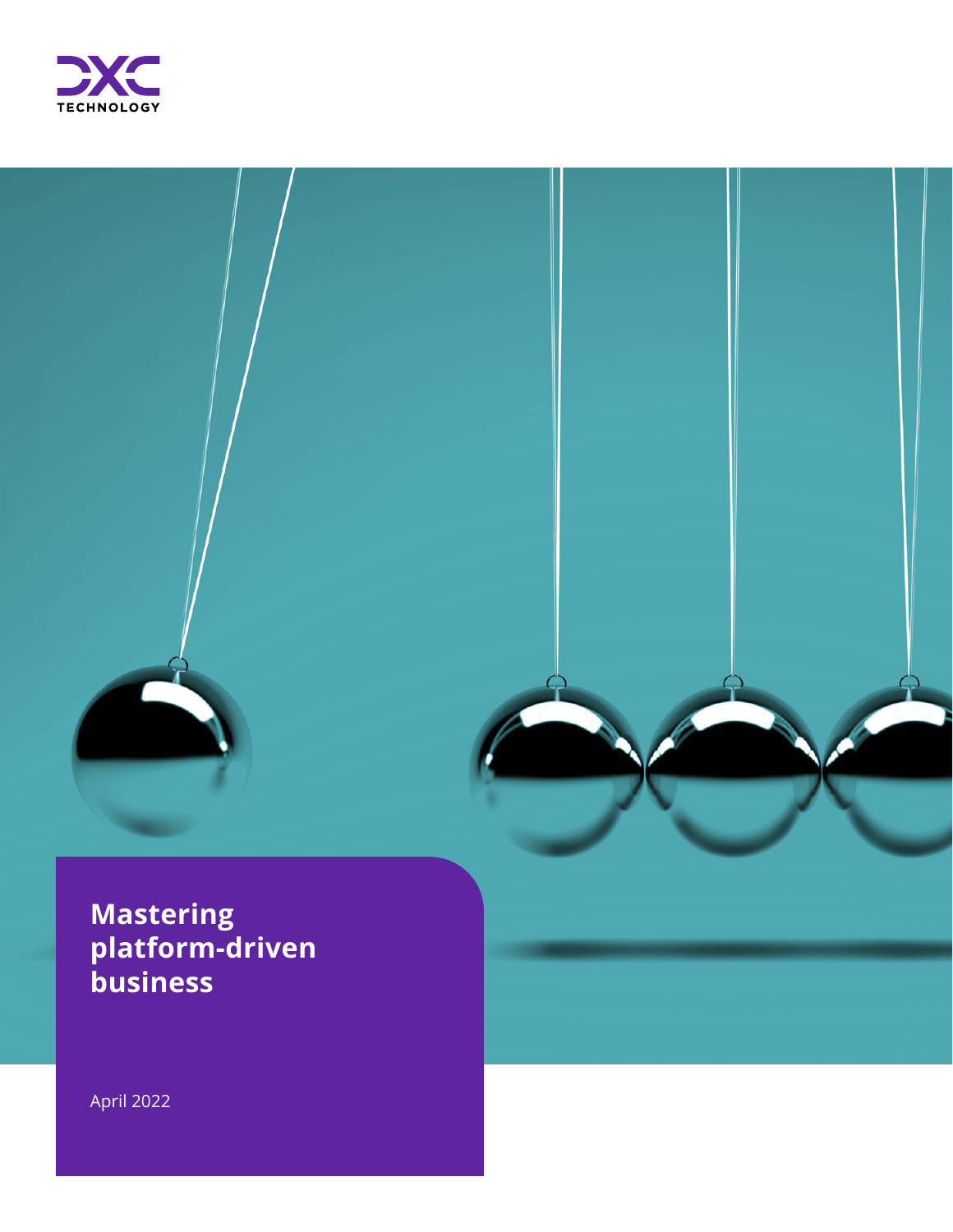DXC TECHNOLOGY

# Mastering platform-driven business

April 2022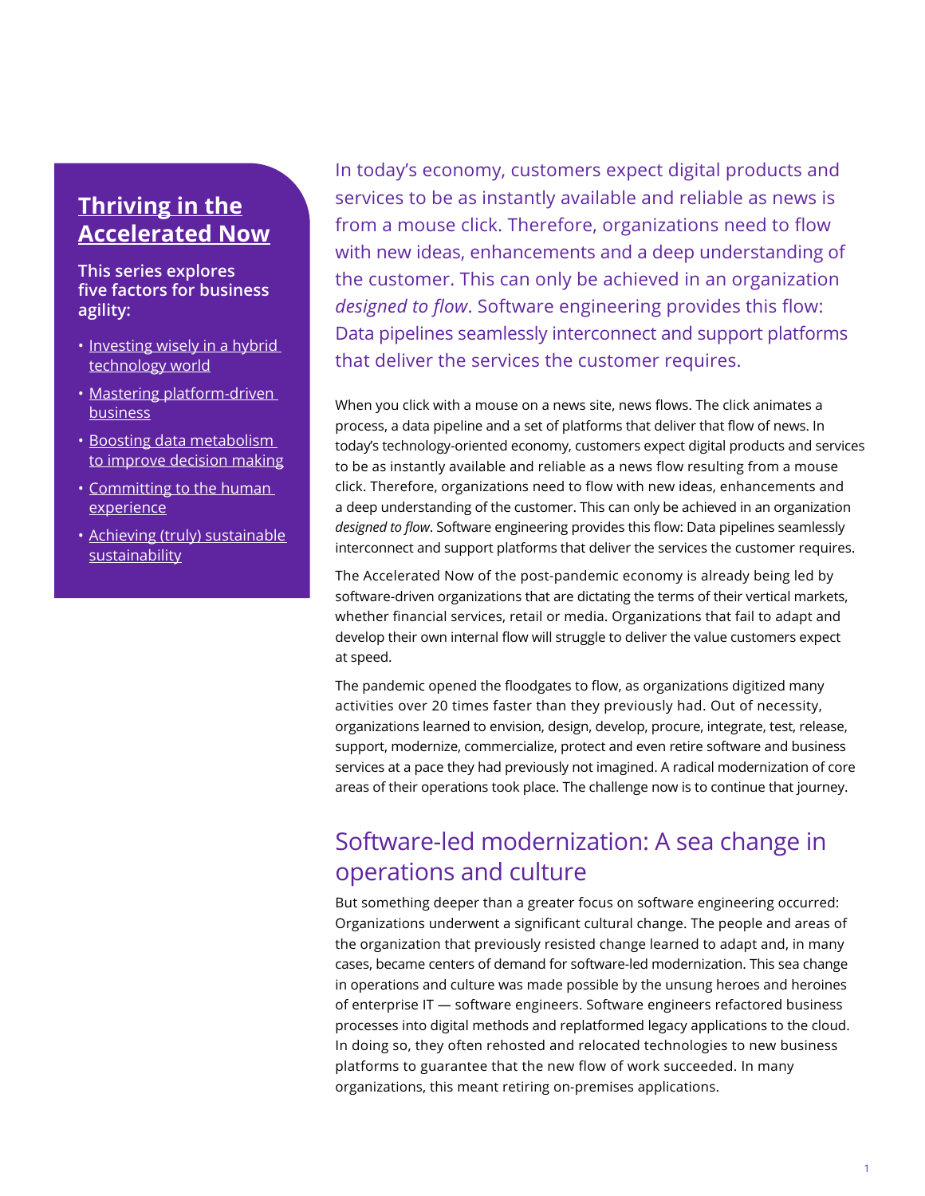## Thriving in the Accelerated Now

**This series explores five factors for business agility:**

- Investing wisely in a hybrid technology world
- Mastering platform-driven business
- Boosting data metabolism to improve decision making
- Committing to the human experience
- Achieving (truly) sustainable sustainability

In today's economy, customers expect digital products and services to be as instantly available and reliable as news is from a mouse click. Therefore, organizations need to flow with new ideas, enhancements and a deep understanding of the customer. This can only be achieved in an organization *designed to flow*. Software engineering provides this flow: Data pipelines seamlessly interconnect and support platforms that deliver the services the customer requires.

When you click with a mouse on a news site, news flows. The click animates a process, a data pipeline and a set of platforms that deliver that flow of news. In today's technology-oriented economy, customers expect digital products and services to be as instantly available and reliable as a news flow resulting from a mouse click. Therefore, organizations need to flow with new ideas, enhancements and a deep understanding of the customer. This can only be achieved in an organization *designed to flow*. Software engineering provides this flow: Data pipelines seamlessly interconnect and support platforms that deliver the services the customer requires.

The Accelerated Now of the post-pandemic economy is already being led by software-driven organizations that are dictating the terms of their vertical markets, whether financial services, retail or media. Organizations that fail to adapt and develop their own internal flow will struggle to deliver the value customers expect at speed.

The pandemic opened the floodgates to flow, as organizations digitized many activities over 20 times faster than they previously had. Out of necessity, organizations learned to envision, design, develop, procure, integrate, test, release, support, modernize, commercialize, protect and even retire software and business services at a pace they had previously not imagined. A radical modernization of core areas of their operations took place. The challenge now is to continue that journey.

## Software-led modernization: A sea change in operations and culture

But something deeper than a greater focus on software engineering occurred: Organizations underwent a significant cultural change. The people and areas of the organization that previously resisted change learned to adapt and, in many cases, became centers of demand for software-led modernization. This sea change in operations and culture was made possible by the unsung heroes and heroines of enterprise IT — software engineers. Software engineers refactored business processes into digital methods and replatformed legacy applications to the cloud. In doing so, they often rehosted and relocated technologies to new business platforms to guarantee that the new flow of work succeeded. In many organizations, this meant retiring on-premises applications.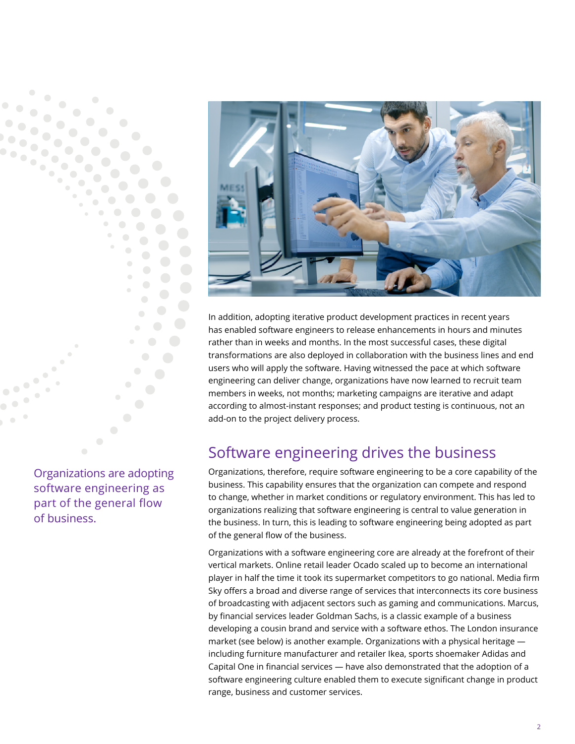In addition, adopting iterative product development practices in recent years has enabled software engineers to release enhancements in hours and minutes rather than in weeks and months. In the most successful cases, these digital transformations are also deployed in collaboration with the business lines and end users who will apply the software. Having witnessed the pace at which software engineering can deliver change, organizations have now learned to recruit team members in weeks, not months; marketing campaigns are iterative and adapt according to almost-instant responses; and product testing is continuous, not an add-on to the project delivery process.

## Software engineering drives the business

Organizations are adopting software engineering as part of the general flow of business.

Organizations, therefore, require software engineering to be a core capability of the business. This capability ensures that the organization can compete and respond to change, whether in market conditions or regulatory environment. This has led to organizations realizing that software engineering is central to value generation in the business. In turn, this is leading to software engineering being adopted as part of the general flow of the business.

Organizations with a software engineering core are already at the forefront of their vertical markets. Online retail leader Ocado scaled up to become an international player in half the time it took its supermarket competitors to go national. Media firm Sky offers a broad and diverse range of services that interconnects its core business of broadcasting with adjacent sectors such as gaming and communications. Marcus, by financial services leader Goldman Sachs, is a classic example of a business developing a cousin brand and service with a software ethos. The London insurance market (see below) is another example. Organizations with a physical heritage — including furniture manufacturer and retailer Ikea, sports shoemaker Adidas and Capital One in financial services — have also demonstrated that the adoption of a software engineering culture enabled them to execute significant change in product range, business and customer services.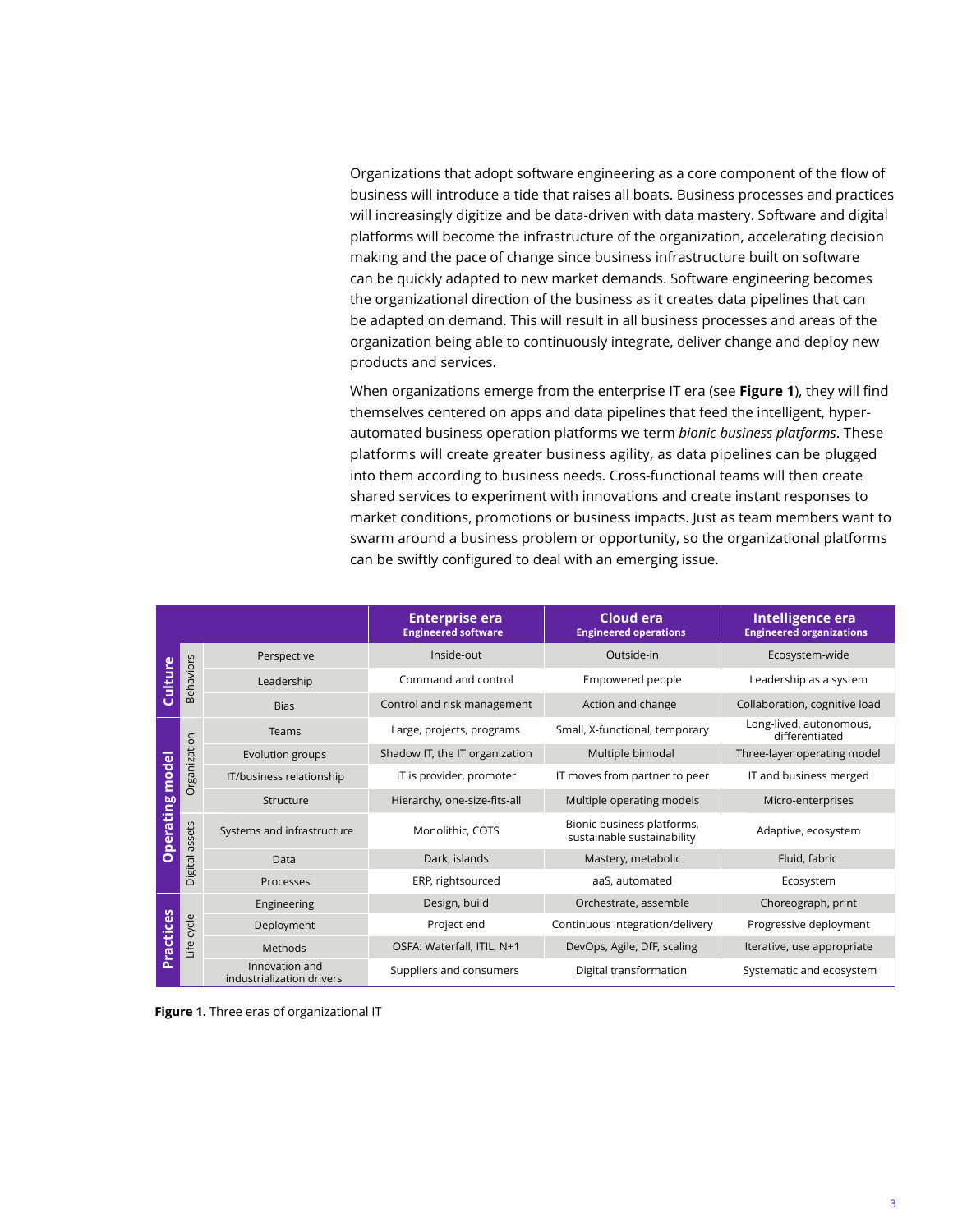Organizations that adopt software engineering as a core component of the flow of business will introduce a tide that raises all boats. Business processes and practices will increasingly digitize and be data-driven with data mastery. Software and digital platforms will become the infrastructure of the organization, accelerating decision making and the pace of change since business infrastructure built on software can be quickly adapted to new market demands. Software engineering becomes the organizational direction of the business as it creates data pipelines that can be adapted on demand. This will result in all business processes and areas of the organization being able to continuously integrate, deliver change and deploy new products and services.

When organizations emerge from the enterprise IT era (see **Figure 1**), they will find themselves centered on apps and data pipelines that feed the intelligent, hyper-automated business operation platforms we term *bionic business platforms*. These platforms will create greater business agility, as data pipelines can be plugged into them according to business needs. Cross-functional teams will then create shared services to experiment with innovations and create instant responses to market conditions, promotions or business impacts. Just as team members want to swarm around a business problem or opportunity, so the organizational platforms can be swiftly configured to deal with an emerging issue.

| | | | Enterprise era<br>Engineered software | Cloud era<br>Engineered operations | Intelligence era<br>Engineered organizations |
|---|---|---|---|---|---|
| Culture | Behaviors | Perspective | Inside-out | Outside-in | Ecosystem-wide |
| | | Leadership | Command and control | Empowered people | Leadership as a system |
| | | Bias | Control and risk management | Action and change | Collaboration, cognitive load |
| Operating model | Organization | Teams | Large, projects, programs | Small, X-functional, temporary | Long-lived, autonomous, differentiated |
| | | Evolution groups | Shadow IT, the IT organization | Multiple bimodal | Three-layer operating model |
| | | IT/business relationship | IT is provider, promoter | IT moves from partner to peer | IT and business merged |
| | | Structure | Hierarchy, one-size-fits-all | Multiple operating models | Micro-enterprises |
| | Digital assets | Systems and infrastructure | Monolithic, COTS | Bionic business platforms, sustainable sustainability | Adaptive, ecosystem |
| | | Data | Dark, islands | Mastery, metabolic | Fluid, fabric |
| | | Processes | ERP, rightsourced | aaS, automated | Ecosystem |
| Practices | Life cycle | Engineering | Design, build | Orchestrate, assemble | Choreograph, print |
| | | Deployment | Project end | Continuous integration/delivery | Progressive deployment |
| | | Methods | OSFA: Waterfall, ITIL, N+1 | DevOps, Agile, DfF, scaling | Iterative, use appropriate |
| | | Innovation and industrialization drivers | Suppliers and consumers | Digital transformation | Systematic and ecosystem |

**Figure 1.** Three eras of organizational IT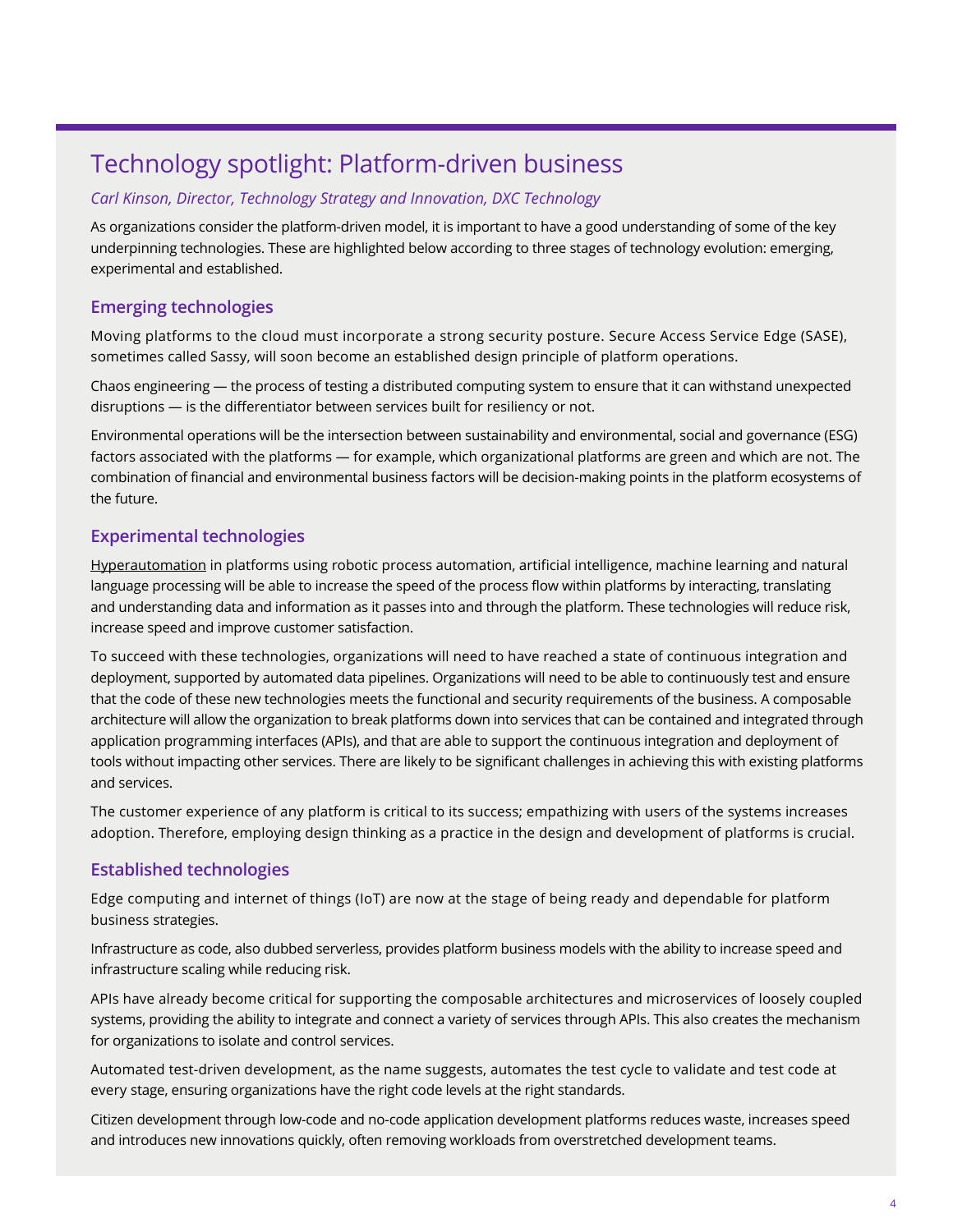## Technology spotlight: Platform-driven business

*Carl Kinson, Director, Technology Strategy and Innovation, DXC Technology*

As organizations consider the platform-driven model, it is important to have a good understanding of some of the key underpinning technologies. These are highlighted below according to three stages of technology evolution: emerging, experimental and established.

### Emerging technologies

Moving platforms to the cloud must incorporate a strong security posture. Secure Access Service Edge (SASE), sometimes called Sassy, will soon become an established design principle of platform operations.

Chaos engineering — the process of testing a distributed computing system to ensure that it can withstand unexpected disruptions — is the differentiator between services built for resiliency or not.

Environmental operations will be the intersection between sustainability and environmental, social and governance (ESG) factors associated with the platforms — for example, which organizational platforms are green and which are not. The combination of financial and environmental business factors will be decision-making points in the platform ecosystems of the future.

### Experimental technologies

Hyperautomation in platforms using robotic process automation, artificial intelligence, machine learning and natural language processing will be able to increase the speed of the process flow within platforms by interacting, translating and understanding data and information as it passes into and through the platform. These technologies will reduce risk, increase speed and improve customer satisfaction.

To succeed with these technologies, organizations will need to have reached a state of continuous integration and deployment, supported by automated data pipelines. Organizations will need to be able to continuously test and ensure that the code of these new technologies meets the functional and security requirements of the business. A composable architecture will allow the organization to break platforms down into services that can be contained and integrated through application programming interfaces (APIs), and that are able to support the continuous integration and deployment of tools without impacting other services. There are likely to be significant challenges in achieving this with existing platforms and services.

The customer experience of any platform is critical to its success; empathizing with users of the systems increases adoption. Therefore, employing design thinking as a practice in the design and development of platforms is crucial.

### Established technologies

Edge computing and internet of things (IoT) are now at the stage of being ready and dependable for platform business strategies.

Infrastructure as code, also dubbed serverless, provides platform business models with the ability to increase speed and infrastructure scaling while reducing risk.

APIs have already become critical for supporting the composable architectures and microservices of loosely coupled systems, providing the ability to integrate and connect a variety of services through APIs. This also creates the mechanism for organizations to isolate and control services.

Automated test-driven development, as the name suggests, automates the test cycle to validate and test code at every stage, ensuring organizations have the right code levels at the right standards.

Citizen development through low-code and no-code application development platforms reduces waste, increases speed and introduces new innovations quickly, often removing workloads from overstretched development teams.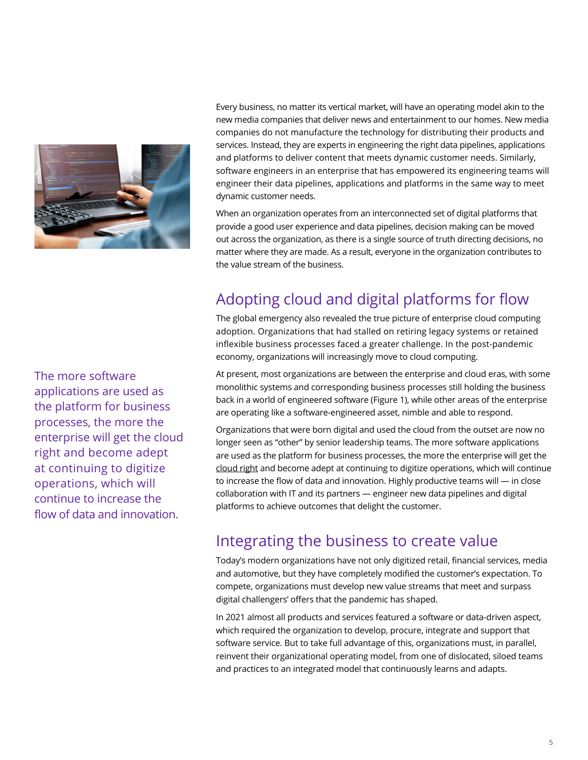Every business, no matter its vertical market, will have an operating model akin to the new media companies that deliver news and entertainment to our homes. New media companies do not manufacture the technology for distributing their products and services. Instead, they are experts in engineering the right data pipelines, applications and platforms to deliver content that meets dynamic customer needs. Similarly, software engineers in an enterprise that has empowered its engineering teams will engineer their data pipelines, applications and platforms in the same way to meet dynamic customer needs.

When an organization operates from an interconnected set of digital platforms that provide a good user experience and data pipelines, decision making can be moved out across the organization, as there is a single source of truth directing decisions, no matter where they are made. As a result, everyone in the organization contributes to the value stream of the business.

## Adopting cloud and digital platforms for flow

The global emergency also revealed the true picture of enterprise cloud computing adoption. Organizations that had stalled on retiring legacy systems or retained inflexible business processes faced a greater challenge. In the post-pandemic economy, organizations will increasingly move to cloud computing.

At present, most organizations are between the enterprise and cloud eras, with some monolithic systems and corresponding business processes still holding the business back in a world of engineered software (Figure 1), while other areas of the enterprise are operating like a software-engineered asset, nimble and able to respond.

Organizations that were born digital and used the cloud from the outset are now no longer seen as "other" by senior leadership teams. The more software applications are used as the platform for business processes, the more the enterprise will get the cloud right and become adept at continuing to digitize operations, which will continue to increase the flow of data and innovation. Highly productive teams will — in close collaboration with IT and its partners — engineer new data pipelines and digital platforms to achieve outcomes that delight the customer.

> The more software applications are used as the platform for business processes, the more the enterprise will get the cloud right and become adept at continuing to digitize operations, which will continue to increase the flow of data and innovation.

## Integrating the business to create value

Today's modern organizations have not only digitized retail, financial services, media and automotive, but they have completely modified the customer's expectation. To compete, organizations must develop new value streams that meet and surpass digital challengers' offers that the pandemic has shaped.

In 2021 almost all products and services featured a software or data-driven aspect, which required the organization to develop, procure, integrate and support that software service. But to take full advantage of this, organizations must, in parallel, reinvent their organizational operating model, from one of dislocated, siloed teams and practices to an integrated model that continuously learns and adapts.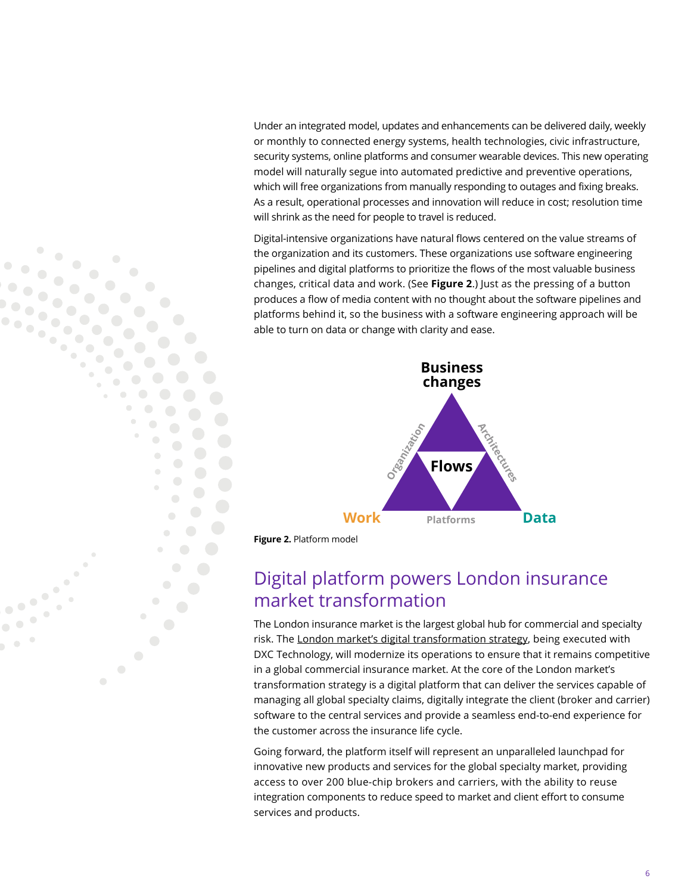Under an integrated model, updates and enhancements can be delivered daily, weekly or monthly to connected energy systems, health technologies, civic infrastructure, security systems, online platforms and consumer wearable devices. This new operating model will naturally segue into automated predictive and preventive operations, which will free organizations from manually responding to outages and fixing breaks. As a result, operational processes and innovation will reduce in cost; resolution time will shrink as the need for people to travel is reduced.

Digital-intensive organizations have natural flows centered on the value streams of the organization and its customers. These organizations use software engineering pipelines and digital platforms to prioritize the flows of the most valuable business changes, critical data and work. (See **Figure 2**.) Just as the pressing of a button produces a flow of media content with no thought about the software pipelines and platforms behind it, so the business with a software engineering approach will be able to turn on data or change with clarity and ease.

**Business changes**

Organization — **Flows** — Architectures

**Work** — Platforms — **Data**

**Figure 2.** Platform model

## Digital platform powers London insurance market transformation

The London insurance market is the largest global hub for commercial and specialty risk. The London market's digital transformation strategy, being executed with DXC Technology, will modernize its operations to ensure that it remains competitive in a global commercial insurance market. At the core of the London market's transformation strategy is a digital platform that can deliver the services capable of managing all global specialty claims, digitally integrate the client (broker and carrier) software to the central services and provide a seamless end-to-end experience for the customer across the insurance life cycle.

Going forward, the platform itself will represent an unparalleled launchpad for innovative new products and services for the global specialty market, providing access to over 200 blue-chip brokers and carriers, with the ability to reuse integration components to reduce speed to market and client effort to consume services and products.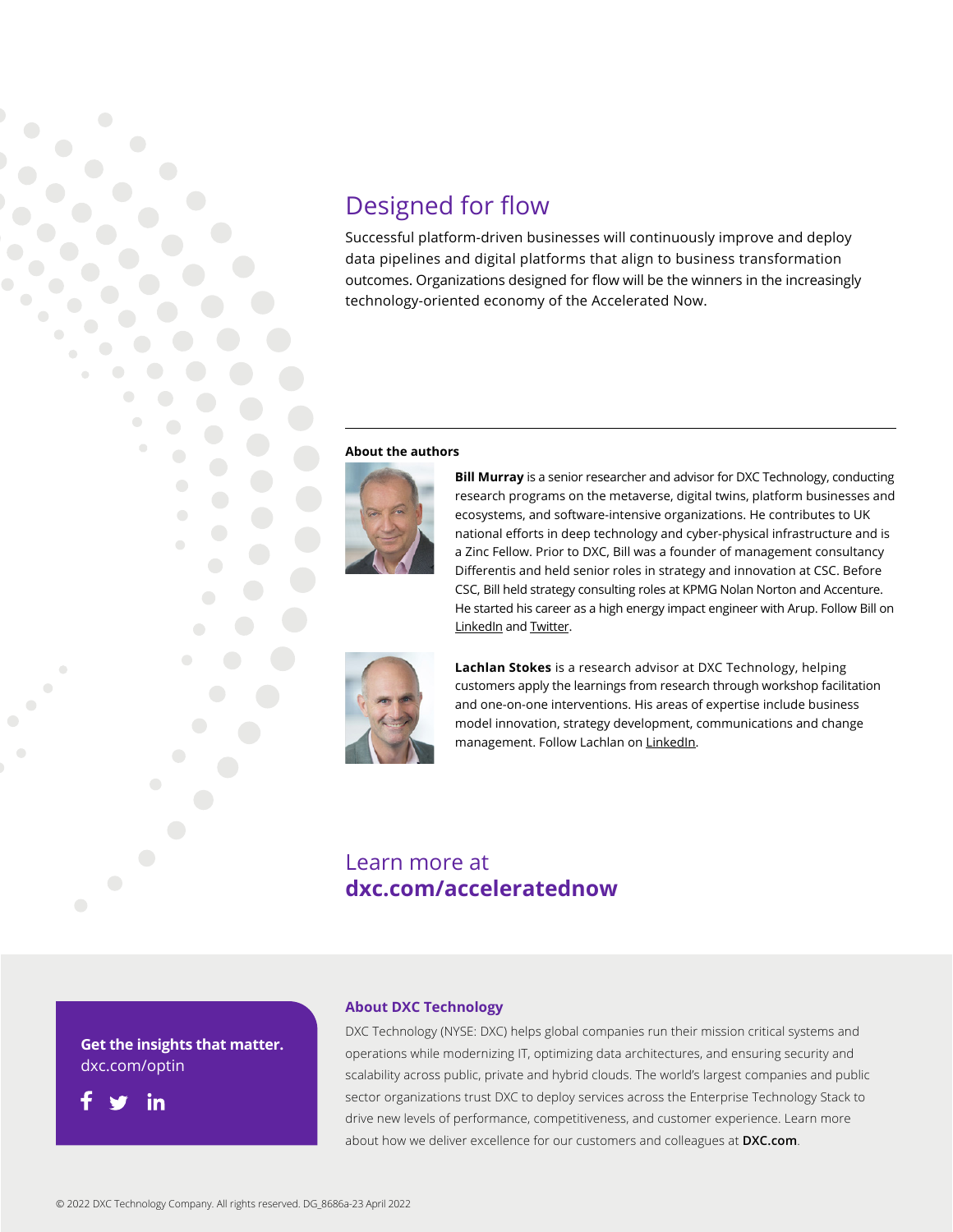## Designed for flow

Successful platform-driven businesses will continuously improve and deploy data pipelines and digital platforms that align to business transformation outcomes. Organizations designed for flow will be the winners in the increasingly technology-oriented economy of the Accelerated Now.

**About the authors**

**Bill Murray** is a senior researcher and advisor for DXC Technology, conducting research programs on the metaverse, digital twins, platform businesses and ecosystems, and software-intensive organizations. He contributes to UK national efforts in deep technology and cyber-physical infrastructure and is a Zinc Fellow. Prior to DXC, Bill was a founder of management consultancy Differentis and held senior roles in strategy and innovation at CSC. Before CSC, Bill held strategy consulting roles at KPMG Nolan Norton and Accenture. He started his career as a high energy impact engineer with Arup. Follow Bill on LinkedIn and Twitter.

**Lachlan Stokes** is a research advisor at DXC Technology, helping customers apply the learnings from research through workshop facilitation and one-on-one interventions. His areas of expertise include business model innovation, strategy development, communications and change management. Follow Lachlan on LinkedIn.

Learn more at
**dxc.com/acceleratednow**

**Get the insights that matter.**
dxc.com/optin

**About DXC Technology**

DXC Technology (NYSE: DXC) helps global companies run their mission critical systems and operations while modernizing IT, optimizing data architectures, and ensuring security and scalability across public, private and hybrid clouds. The world's largest companies and public sector organizations trust DXC to deploy services across the Enterprise Technology Stack to drive new levels of performance, competitiveness, and customer experience. Learn more about how we deliver excellence for our customers and colleagues at **DXC.com**.

© 2022 DXC Technology Company. All rights reserved. DG_8686a-23 April 2022